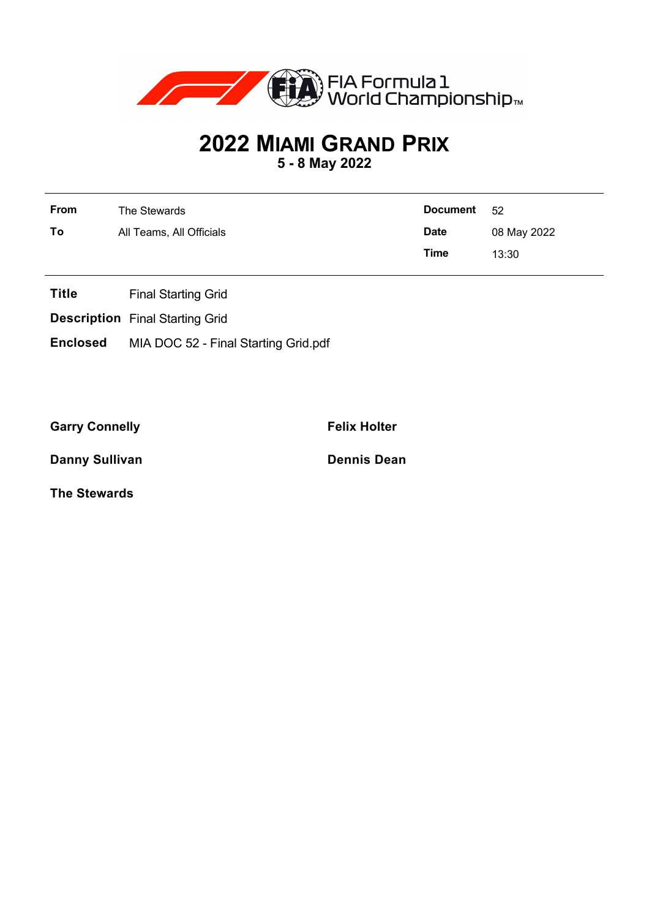FIA Formula 1 World Championship™

# 2022 MIAMI GRAND PRIX

**5 - 8 May 2022**

| | | | |
|---|---|---|---|
| **From** | The Stewards | **Document** | 52 |
| **To** | All Teams, All Officials | **Date** | 08 May 2022 |
| | | **Time** | 13:30 |

**Title** Final Starting Grid

**Description** Final Starting Grid

**Enclosed** MIA DOC 52 - Final Starting Grid.pdf

**Garry Connelly**

**Felix Holter**

**Danny Sullivan**

**Dennis Dean**

**The Stewards**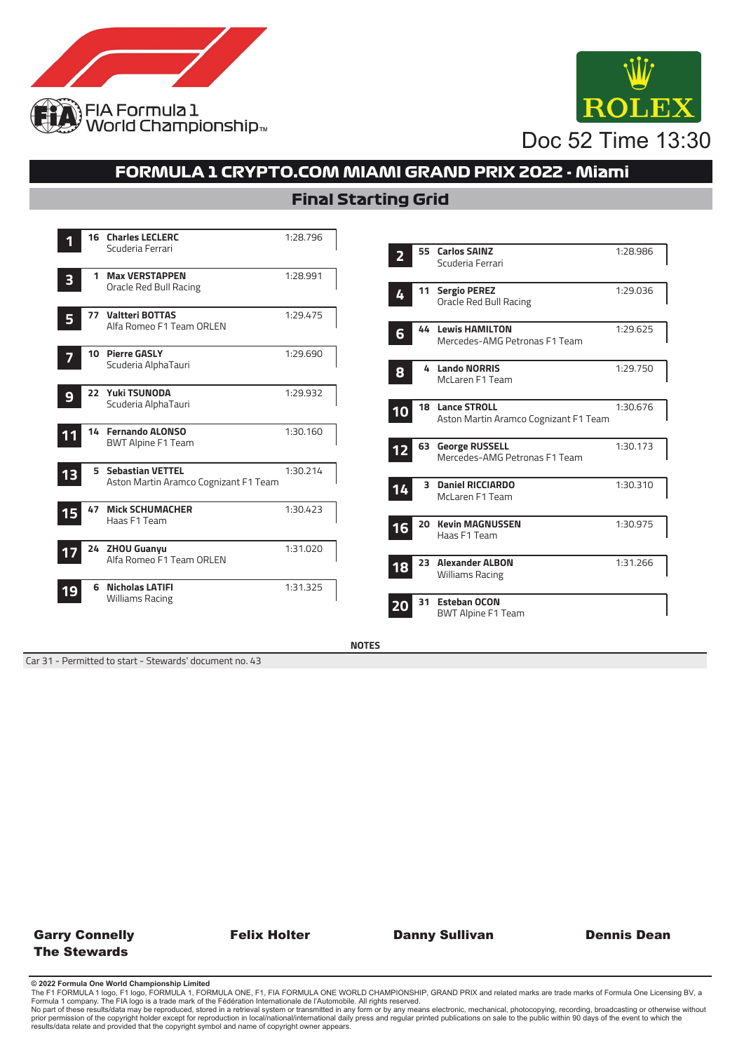FIA Formula 1 World Championship

Doc 52 Time 13:30

# FORMULA 1 CRYPTO.COM MIAMI GRAND PRIX 2022 - Miami

## Final Starting Grid

| Pos | No | Driver | Team | Time |
|---|---|---|---|---|
| 1 | 16 | Charles LECLERC | Scuderia Ferrari | 1:28.796 |
| 2 | 55 | Carlos SAINZ | Scuderia Ferrari | 1:28.986 |
| 3 | 1 | Max VERSTAPPEN | Oracle Red Bull Racing | 1:28.991 |
| 4 | 11 | Sergio PEREZ | Oracle Red Bull Racing | 1:29.036 |
| 5 | 77 | Valtteri BOTTAS | Alfa Romeo F1 Team ORLEN | 1:29.475 |
| 6 | 44 | Lewis HAMILTON | Mercedes-AMG Petronas F1 Team | 1:29.625 |
| 7 | 10 | Pierre GASLY | Scuderia AlphaTauri | 1:29.690 |
| 8 | 4 | Lando NORRIS | McLaren F1 Team | 1:29.750 |
| 9 | 22 | Yuki TSUNODA | Scuderia AlphaTauri | 1:29.932 |
| 10 | 18 | Lance STROLL | Aston Martin Aramco Cognizant F1 Team | 1:30.676 |
| 11 | 14 | Fernando ALONSO | BWT Alpine F1 Team | 1:30.160 |
| 12 | 63 | George RUSSELL | Mercedes-AMG Petronas F1 Team | 1:30.173 |
| 13 | 5 | Sebastian VETTEL | Aston Martin Aramco Cognizant F1 Team | 1:30.214 |
| 14 | 3 | Daniel RICCIARDO | McLaren F1 Team | 1:30.310 |
| 15 | 47 | Mick SCHUMACHER | Haas F1 Team | 1:30.423 |
| 16 | 20 | Kevin MAGNUSSEN | Haas F1 Team | 1:30.975 |
| 17 | 24 | ZHOU Guanyu | Alfa Romeo F1 Team ORLEN | 1:31.020 |
| 18 | 23 | Alexander ALBON | Williams Racing | 1:31.266 |
| 19 | 6 | Nicholas LATIFI | Williams Racing | 1:31.325 |
| 20 | 31 | Esteban OCON | BWT Alpine F1 Team | |

**NOTES**

Car 31 - Permitted to start - Stewards' document no. 43

**Garry Connelly** **Felix Holter** **Danny Sullivan** **Dennis Dean**

**The Stewards**

**© 2022 Formula One World Championship Limited**
The F1 FORMULA 1 logo, F1 logo, FORMULA 1, FORMULA ONE, F1, FIA FORMULA ONE WORLD CHAMPIONSHIP, GRAND PRIX and related marks are trade marks of Formula One Licensing BV, a Formula 1 company. The FIA logo is a trade mark of the Fédération Internationale de l'Automobile. All rights reserved.
No part of these results/data may be reproduced, stored in a retrieval system or transmitted in any form or by any means electronic, mechanical, photocopying, recording, broadcasting or otherwise without prior permission of the copyright holder except for reproduction in local/national/international daily press and regular printed publications on sale to the public within 90 days of the event to which the results/data relate and provided that the copyright symbol and name of copyright owner appears.